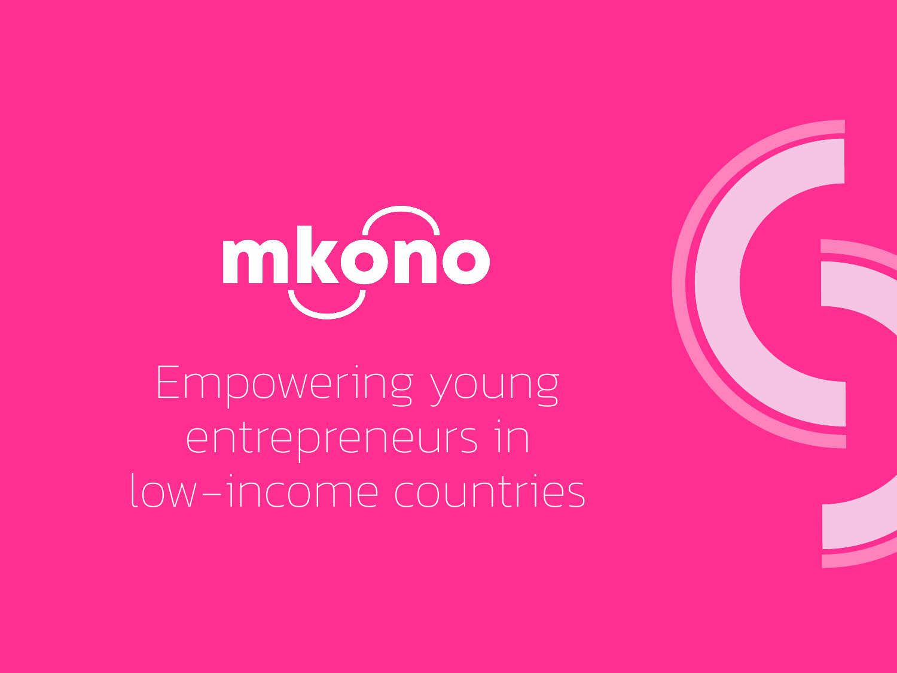# mkono

Empowering young entrepreneurs in low-income countries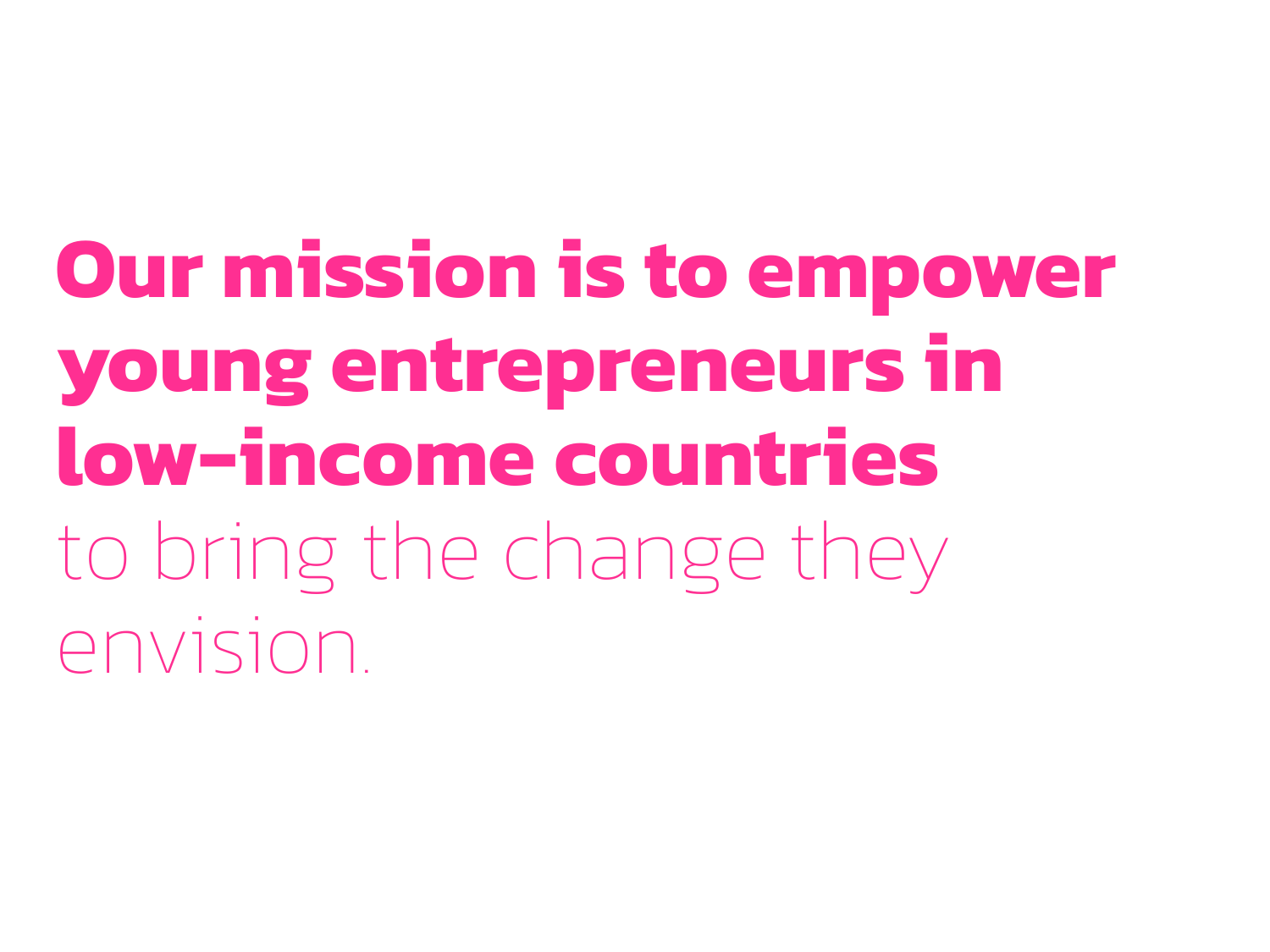**Our mission is to empower young entrepreneurs in low-income countries** to bring the change they envision.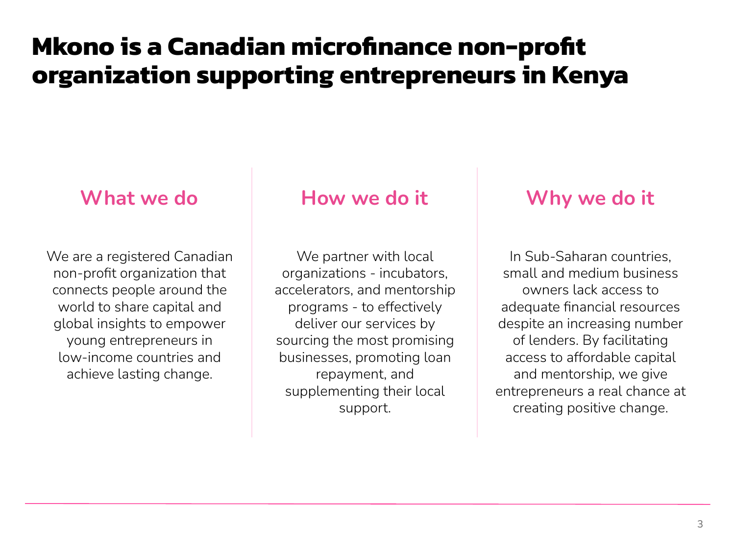# Mkono is a Canadian microfinance non-profit organization supporting entrepreneurs in Kenya

## What we do

We are a registered Canadian non-profit organization that connects people around the world to share capital and global insights to empower young entrepreneurs in low-income countries and achieve lasting change.

## How we do it

We partner with local organizations - incubators, accelerators, and mentorship programs - to effectively deliver our services by sourcing the most promising businesses, promoting loan repayment, and supplementing their local support.

## Why we do it

In Sub-Saharan countries, small and medium business owners lack access to adequate financial resources despite an increasing number of lenders. By facilitating access to affordable capital and mentorship, we give entrepreneurs a real chance at creating positive change.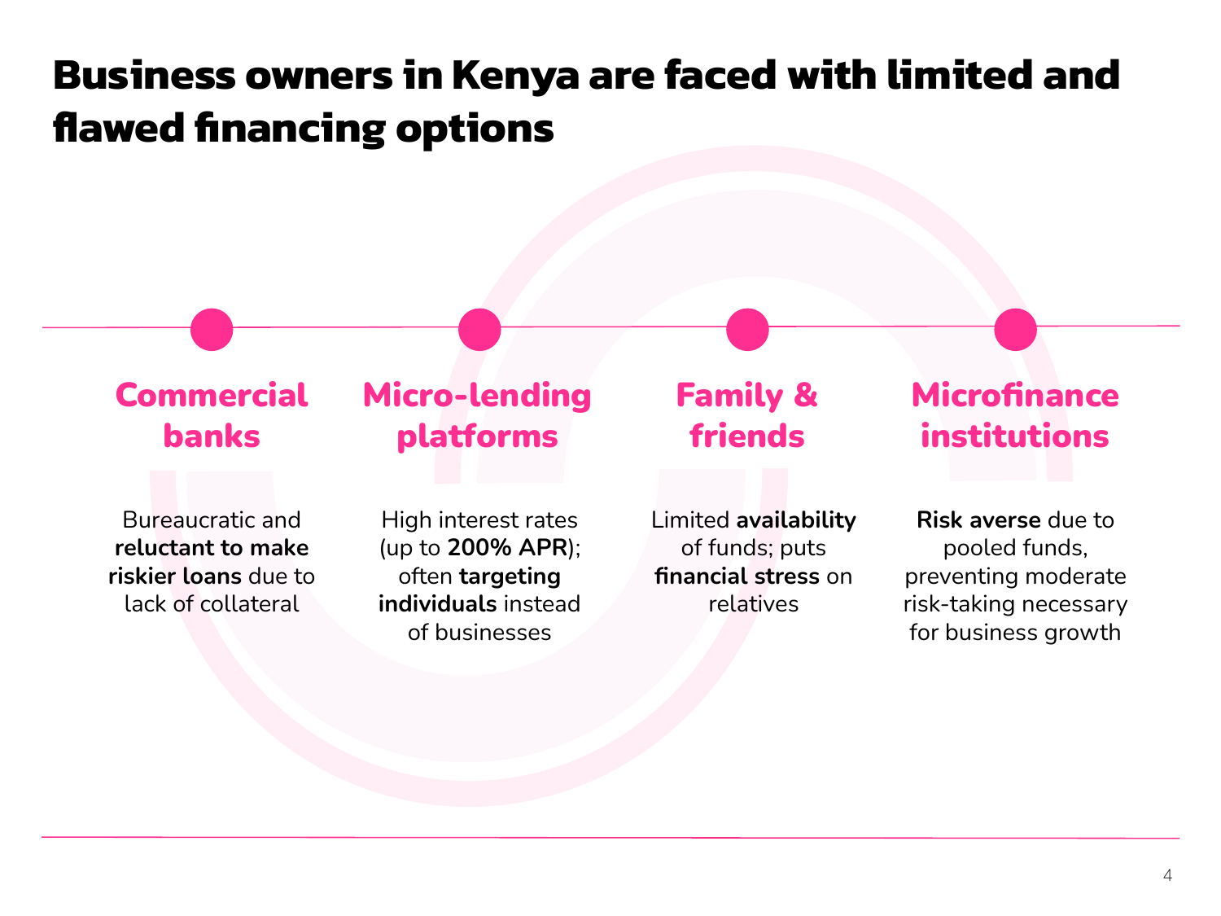# Business owners in Kenya are faced with limited and flawed financing options

## Commercial banks

Bureaucratic and **reluctant to make riskier loans** due to lack of collateral

## Micro-lending platforms

High interest rates (up to **200% APR**); often **targeting individuals** instead of businesses

## Family & friends

Limited **availability** of funds; puts **financial stress** on relatives

## Microfinance institutions

**Risk averse** due to pooled funds, preventing moderate risk-taking necessary for business growth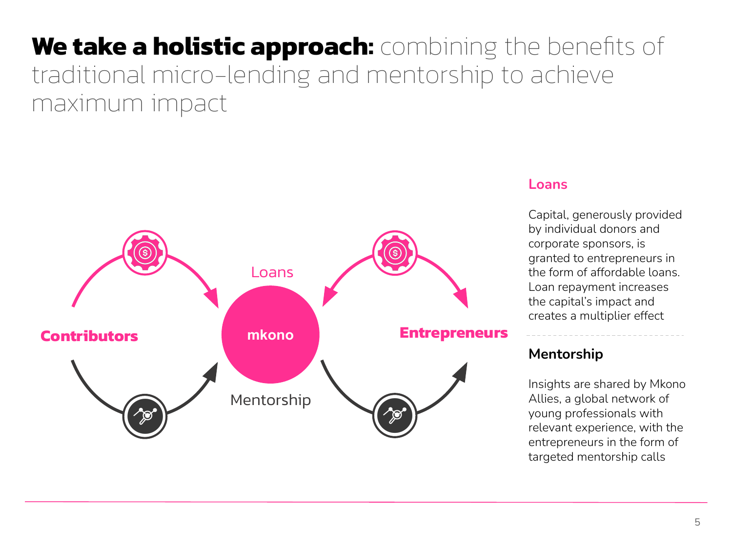# **We take a holistic approach:** combining the benefits of traditional micro-lending and mentorship to achieve maximum impact

Contributors

Loans

mkono

Mentorship

Entrepreneurs

### Loans

Capital, generously provided by individual donors and corporate sponsors, is granted to entrepreneurs in the form of affordable loans. Loan repayment increases the capital's impact and creates a multiplier effect

### Mentorship

Insights are shared by Mkono Allies, a global network of young professionals with relevant experience, with the entrepreneurs in the form of targeted mentorship calls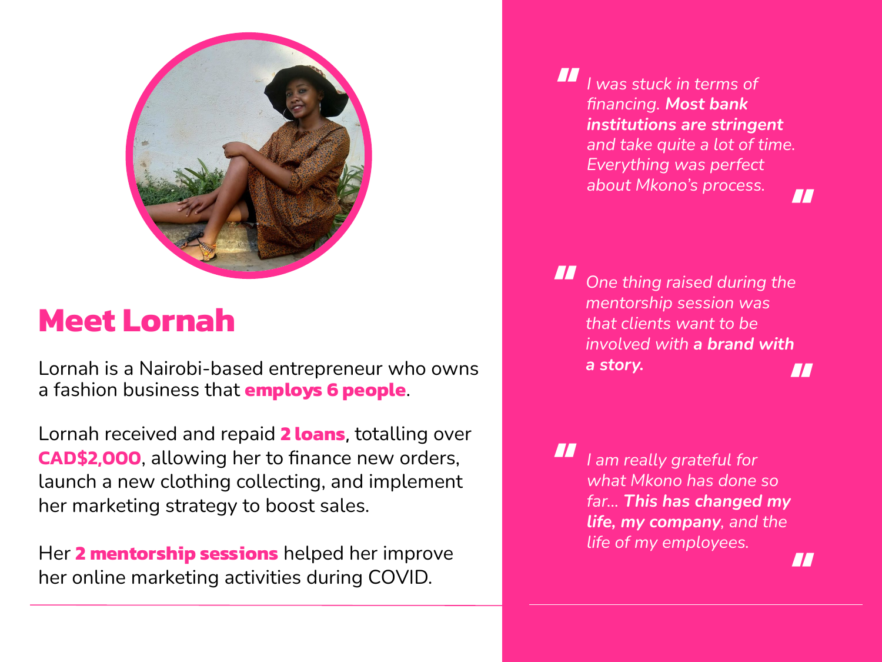## Meet Lornah

Lornah is a Nairobi-based entrepreneur who owns a fashion business that **employs 6 people**.

Lornah received and repaid **2 loans**, totalling over **CAD$2,000**, allowing her to finance new orders, launch a new clothing collecting, and implement her marketing strategy to boost sales.

Her **2 mentorship sessions** helped her improve her online marketing activities during COVID.

> *I was stuck in terms of financing. **Most bank institutions are stringent** and take quite a lot of time. Everything was perfect about Mkono's process.*

> *One thing raised during the mentorship session was that clients want to be involved with **a brand with a story.***

> *I am really grateful for what Mkono has done so far... **This has changed my life, my company**, and the life of my employees.*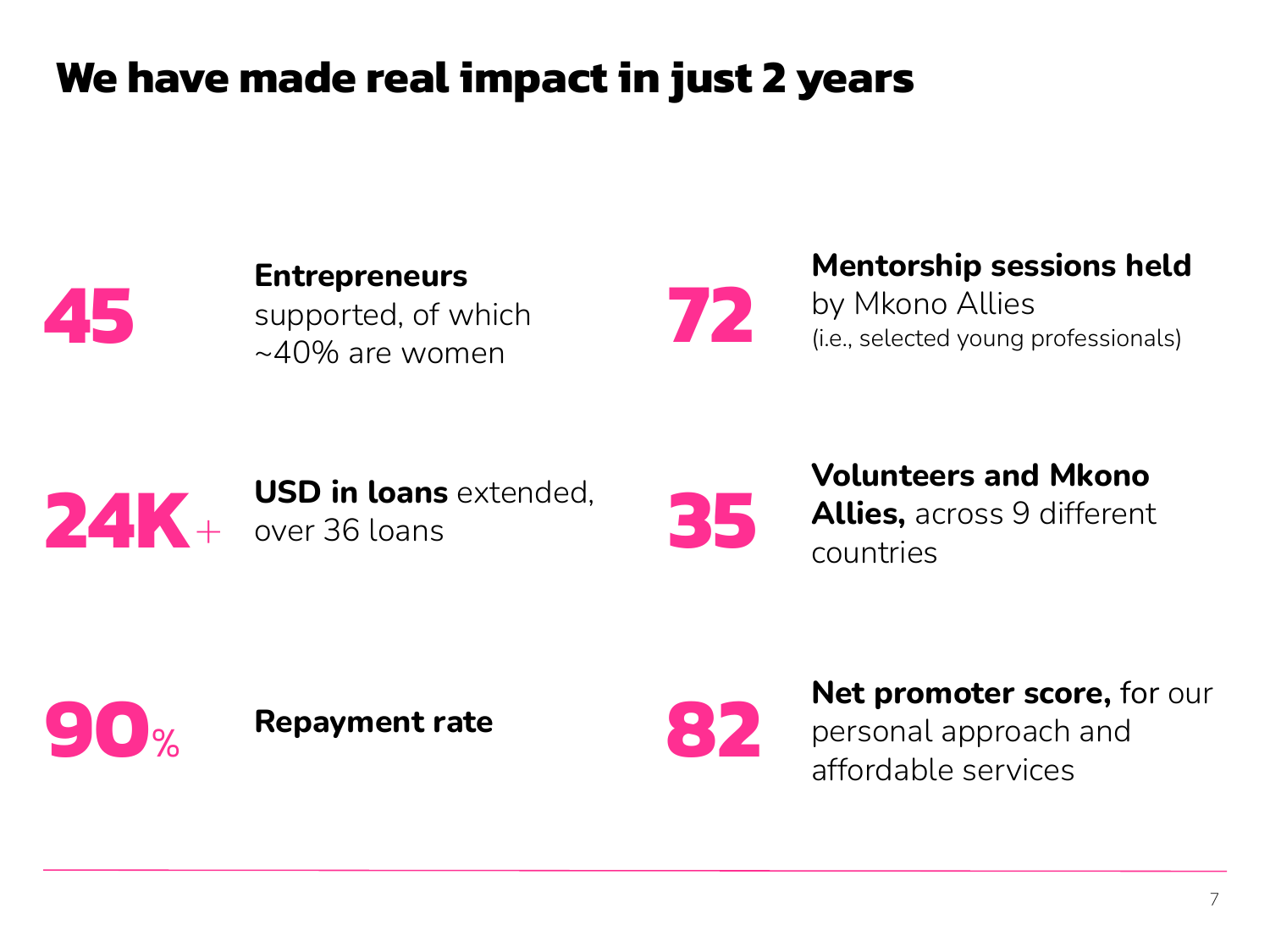# We have made real impact in just 2 years

**45** — **Entrepreneurs** supported, of which ~40% are women

**72** — **Mentorship sessions held** by Mkono Allies (i.e., selected young professionals)

**24K+** — **USD in loans** extended, over 36 loans

**35** — **Volunteers and Mkono Allies,** across 9 different countries

**90%** — **Repayment rate**

**82** — **Net promoter score,** for our personal approach and affordable services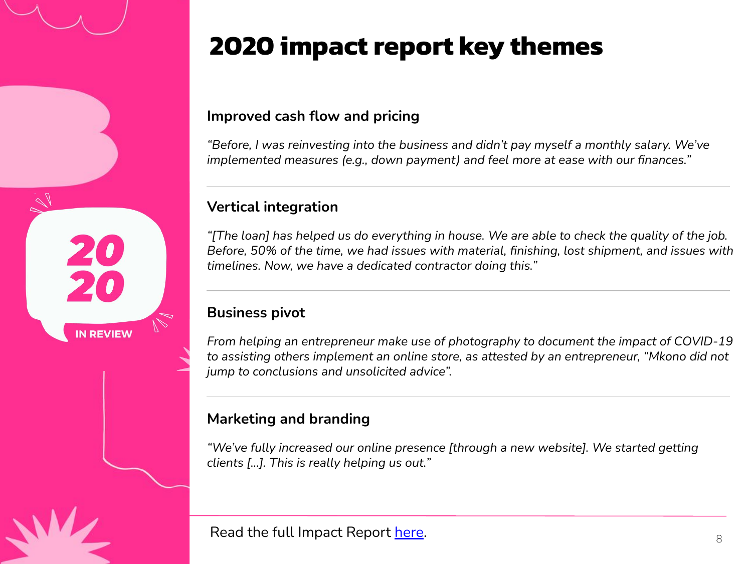# 2020 impact report key themes

### Improved cash flow and pricing

*"Before, I was reinvesting into the business and didn't pay myself a monthly salary. We've implemented measures (e.g., down payment) and feel more at ease with our finances."*

---

### Vertical integration

*"[The loan] has helped us do everything in house. We are able to check the quality of the job. Before, 50% of the time, we had issues with material, finishing, lost shipment, and issues with timelines. Now, we have a dedicated contractor doing this."*

---

### Business pivot

*From helping an entrepreneur make use of photography to document the impact of COVID-19 to assisting others implement an online store, as attested by an entrepreneur, "Mkono did not jump to conclusions and unsolicited advice".*

---

### Marketing and branding

*"We've fully increased our online presence [through a new website]. We started getting clients [...]. This is really helping us out."*

---

Read the full Impact Report here.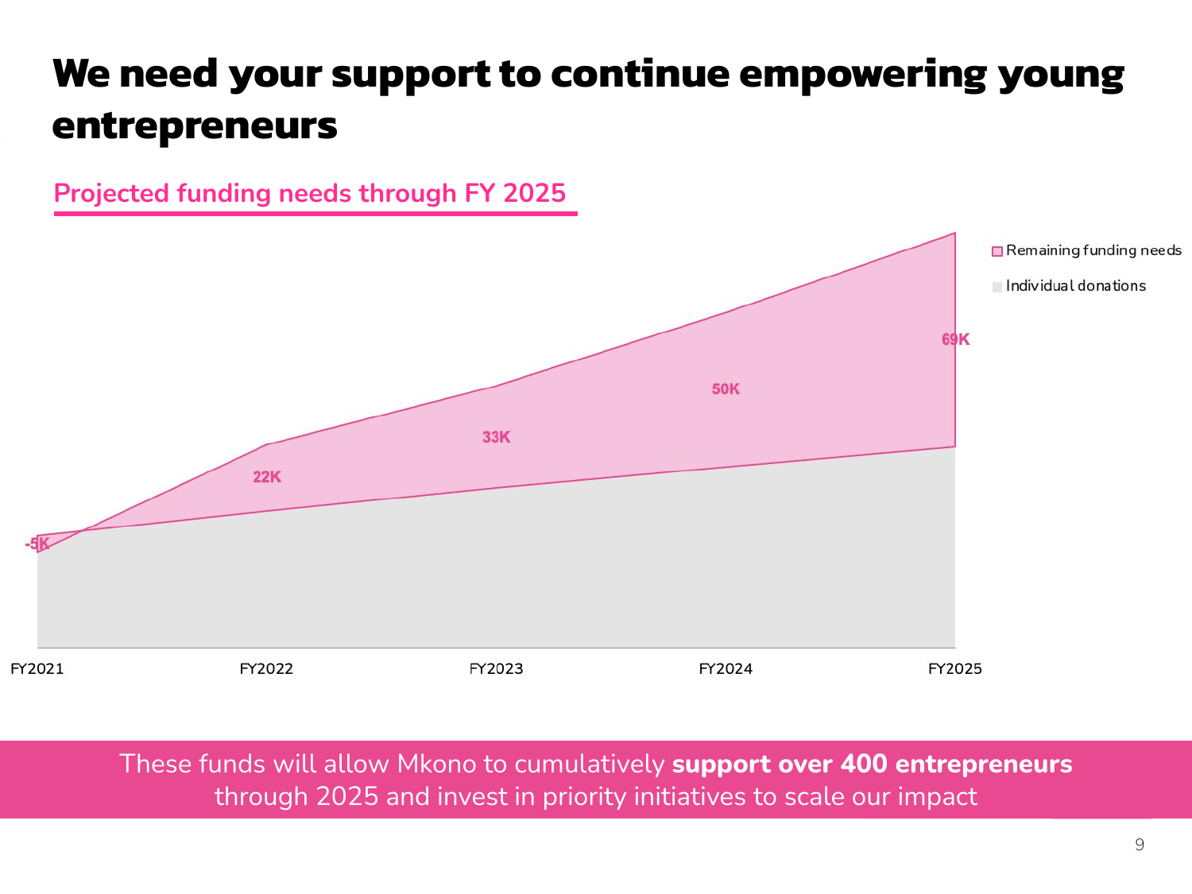# We need your support to continue empowering young entrepreneurs

## Projected funding needs through FY 2025

Remaining funding needs

Individual donations

-5K

22K

33K

50K

69K

FY2021 FY2022 FY2023 FY2024 FY2025

These funds will allow Mkono to cumulatively **support over 400 entrepreneurs** through 2025 and invest in priority initiatives to scale our impact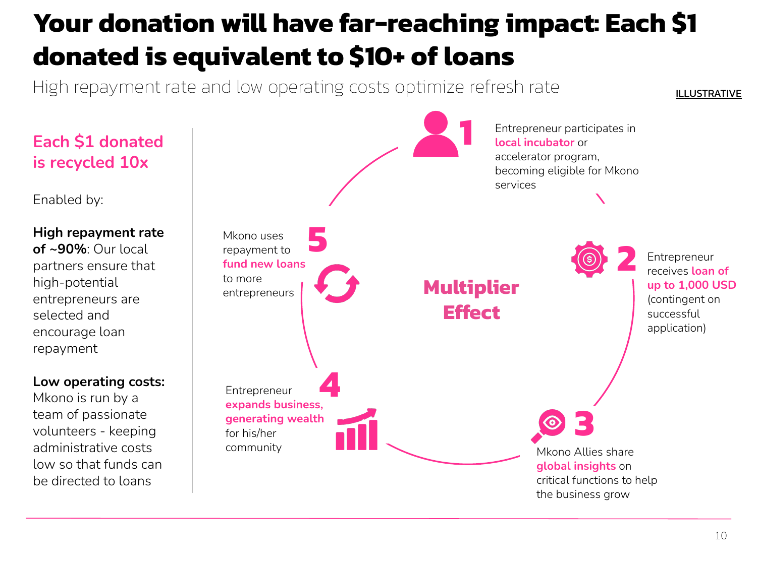# Your donation will have far-reaching impact: Each $1 donated is equivalent to $10+ of loans

High repayment rate and low operating costs optimize refresh rate

ILLUSTRATIVE

## Each $1 donated is recycled 10x

Enabled by:

**High repayment rate of ~90%**: Our local partners ensure that high-potential entrepreneurs are selected and encourage loan repayment

**Low operating costs:** Mkono is run by a team of passionate volunteers - keeping administrative costs low so that funds can be directed to loans

## Multiplier Effect

1. Entrepreneur participates in **local incubator** or accelerator program, becoming eligible for Mkono services
2. Entrepreneur receives **loan of up to 1,000 USD** (contingent on successful application)
3. Mkono Allies share **global insights** on critical functions to help the business grow
4. Entrepreneur **expands business, generating wealth** for his/her community
5. Mkono uses repayment to **fund new loans** to more entrepreneurs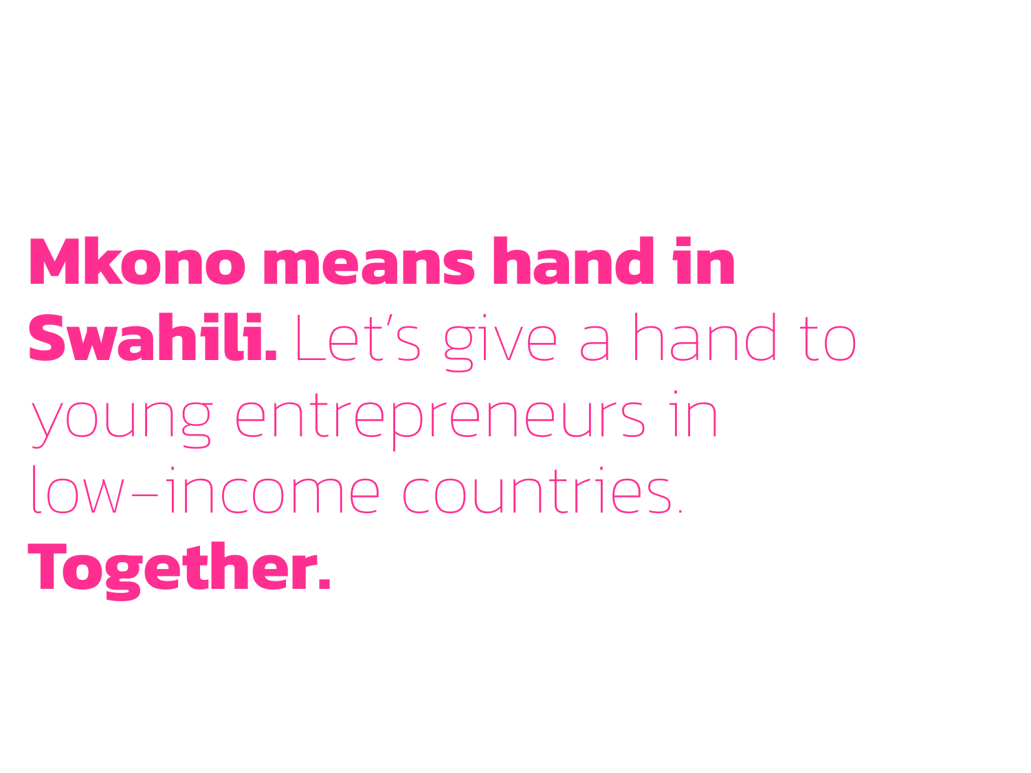**Mkono means hand in Swahili.** Let's give a hand to young entrepreneurs in low-income countries. **Together.**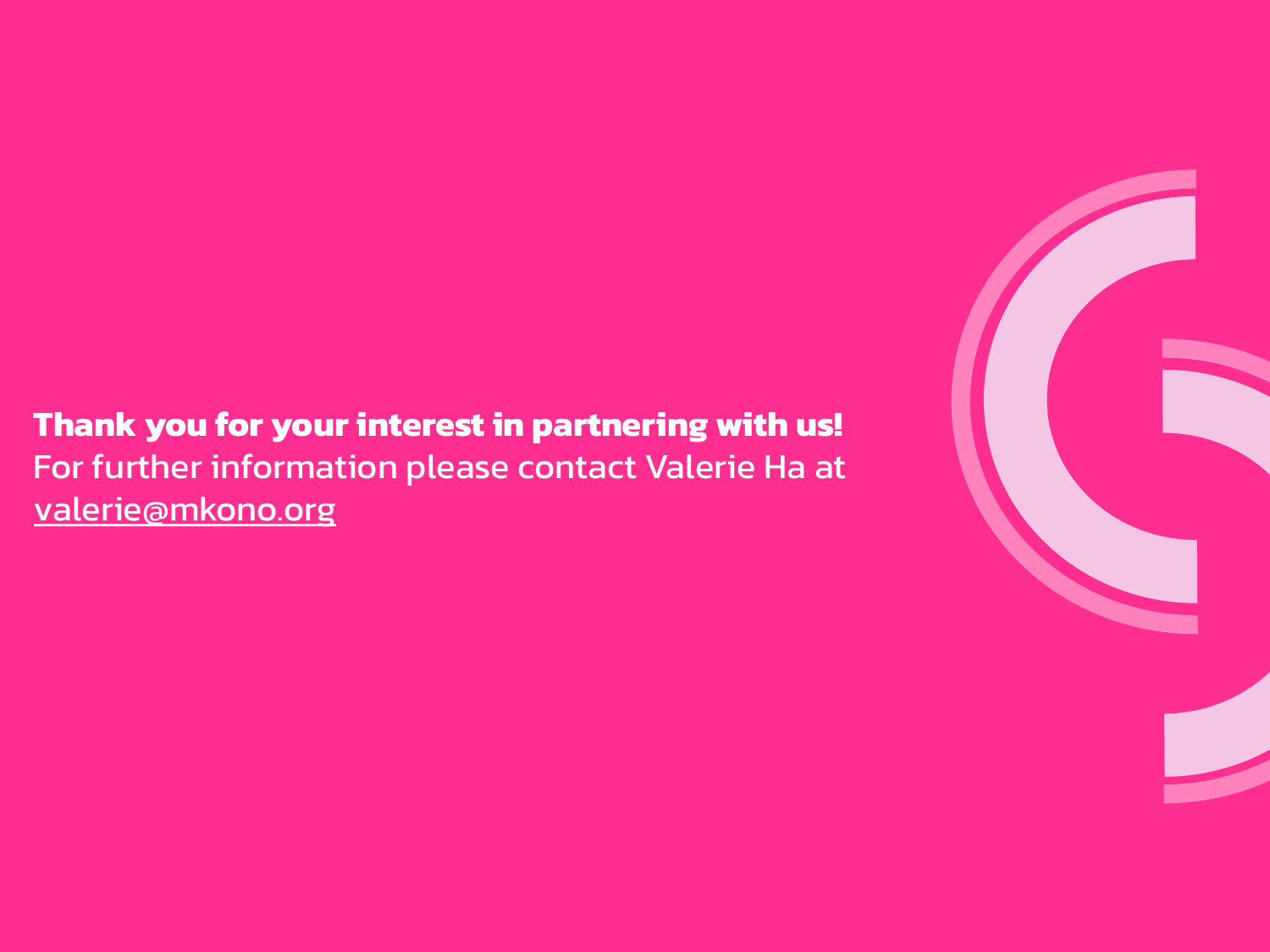**Thank you for your interest in partnering with us!**
For further information please contact Valerie Ha at
valerie@mkono.org